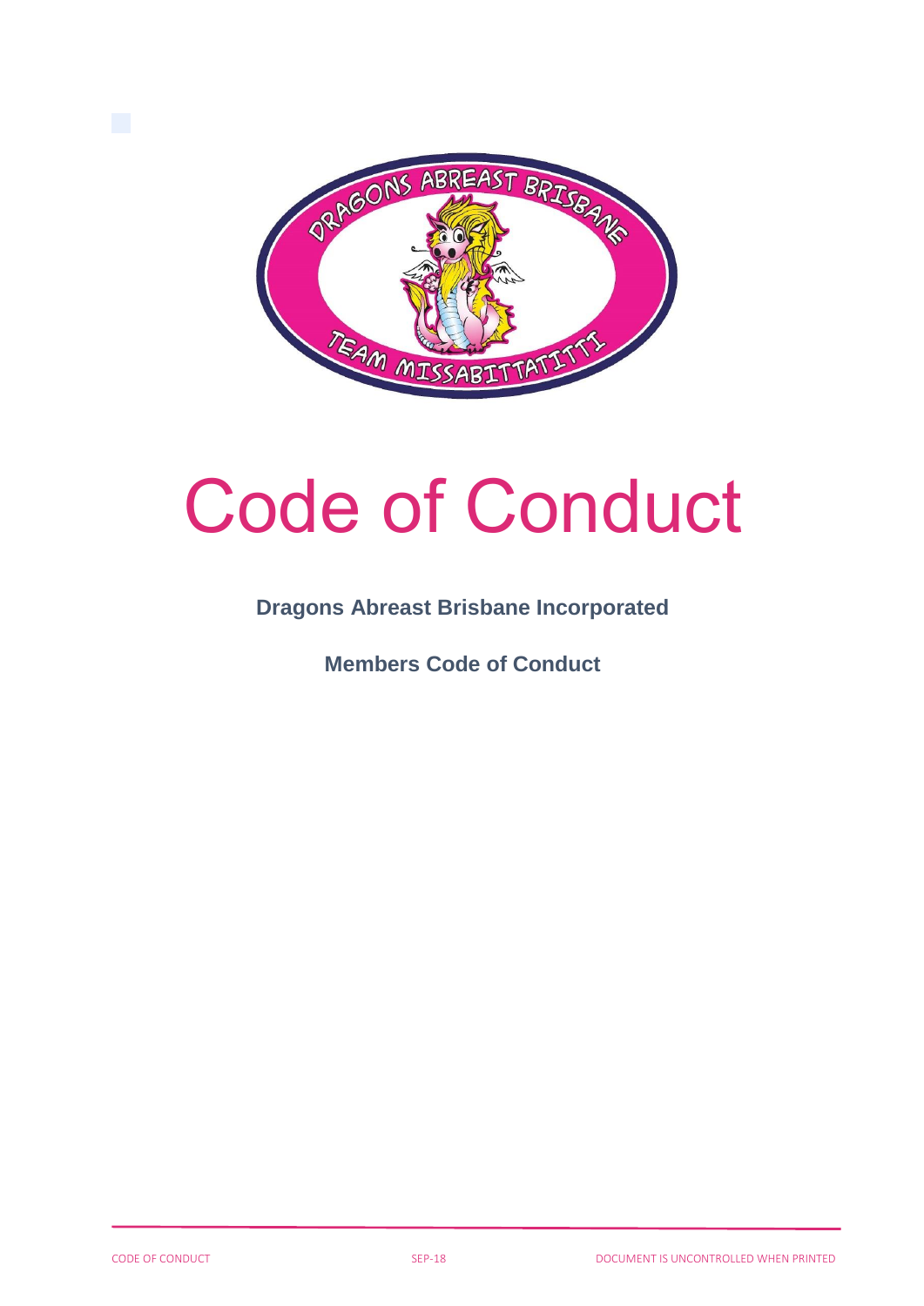# Code of Conduct

**Dragons Abreast Brisbane Incorporated**

**Members Code of Conduct**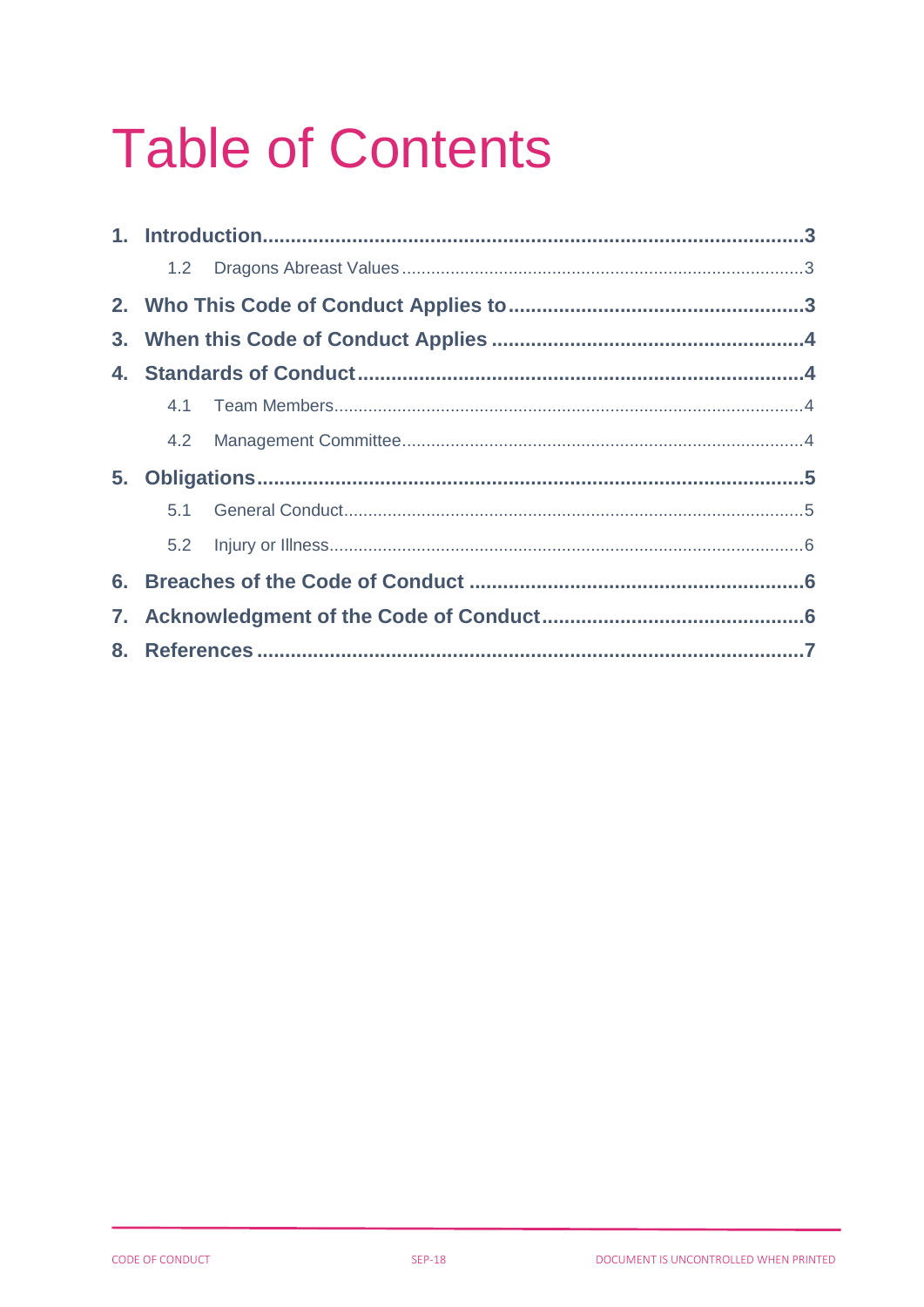# Table of Contents

1. **Introduction** ........ 3
    - 1.2 Dragons Abreast Values ........ 3
2. **Who This Code of Conduct Applies to** ........ 3
3. **When this Code of Conduct Applies** ........ 4
4. **Standards of Conduct** ........ 4
    - 4.1 Team Members ........ 4
    - 4.2 Management Committee ........ 4
5. **Obligations** ........ 5
    - 5.1 General Conduct ........ 5
    - 5.2 Injury or Illness ........ 6
6. **Breaches of the Code of Conduct** ........ 6
7. **Acknowledgment of the Code of Conduct** ........ 6
8. **References** ........ 7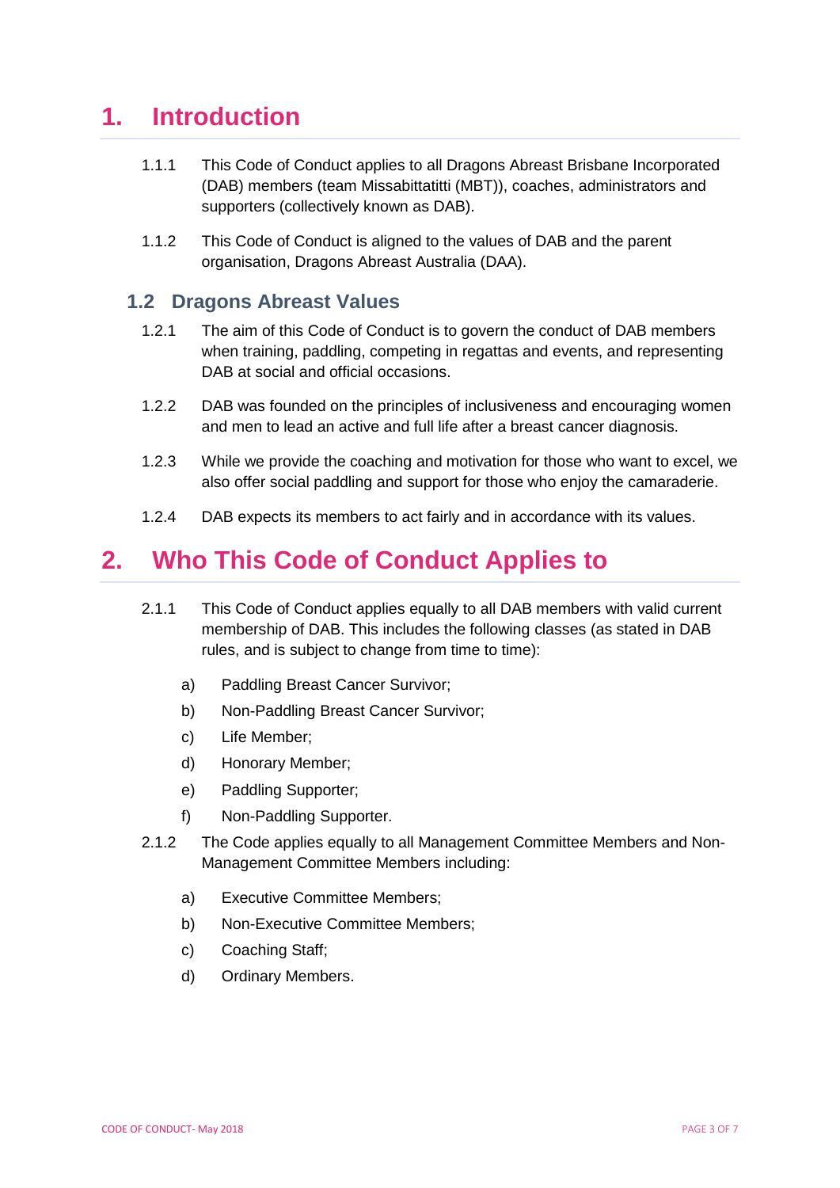# 1. Introduction

1.1.1 This Code of Conduct applies to all Dragons Abreast Brisbane Incorporated (DAB) members (team Missabittatitti (MBT)), coaches, administrators and supporters (collectively known as DAB).

1.1.2 This Code of Conduct is aligned to the values of DAB and the parent organisation, Dragons Abreast Australia (DAA).

## 1.2 Dragons Abreast Values

1.2.1 The aim of this Code of Conduct is to govern the conduct of DAB members when training, paddling, competing in regattas and events, and representing DAB at social and official occasions.

1.2.2 DAB was founded on the principles of inclusiveness and encouraging women and men to lead an active and full life after a breast cancer diagnosis.

1.2.3 While we provide the coaching and motivation for those who want to excel, we also offer social paddling and support for those who enjoy the camaraderie.

1.2.4 DAB expects its members to act fairly and in accordance with its values.

# 2. Who This Code of Conduct Applies to

2.1.1 This Code of Conduct applies equally to all DAB members with valid current membership of DAB. This includes the following classes (as stated in DAB rules, and is subject to change from time to time):

- a) Paddling Breast Cancer Survivor;
- b) Non-Paddling Breast Cancer Survivor;
- c) Life Member;
- d) Honorary Member;
- e) Paddling Supporter;
- f) Non-Paddling Supporter.

2.1.2 The Code applies equally to all Management Committee Members and Non-Management Committee Members including:

- a) Executive Committee Members;
- b) Non-Executive Committee Members;
- c) Coaching Staff;
- d) Ordinary Members.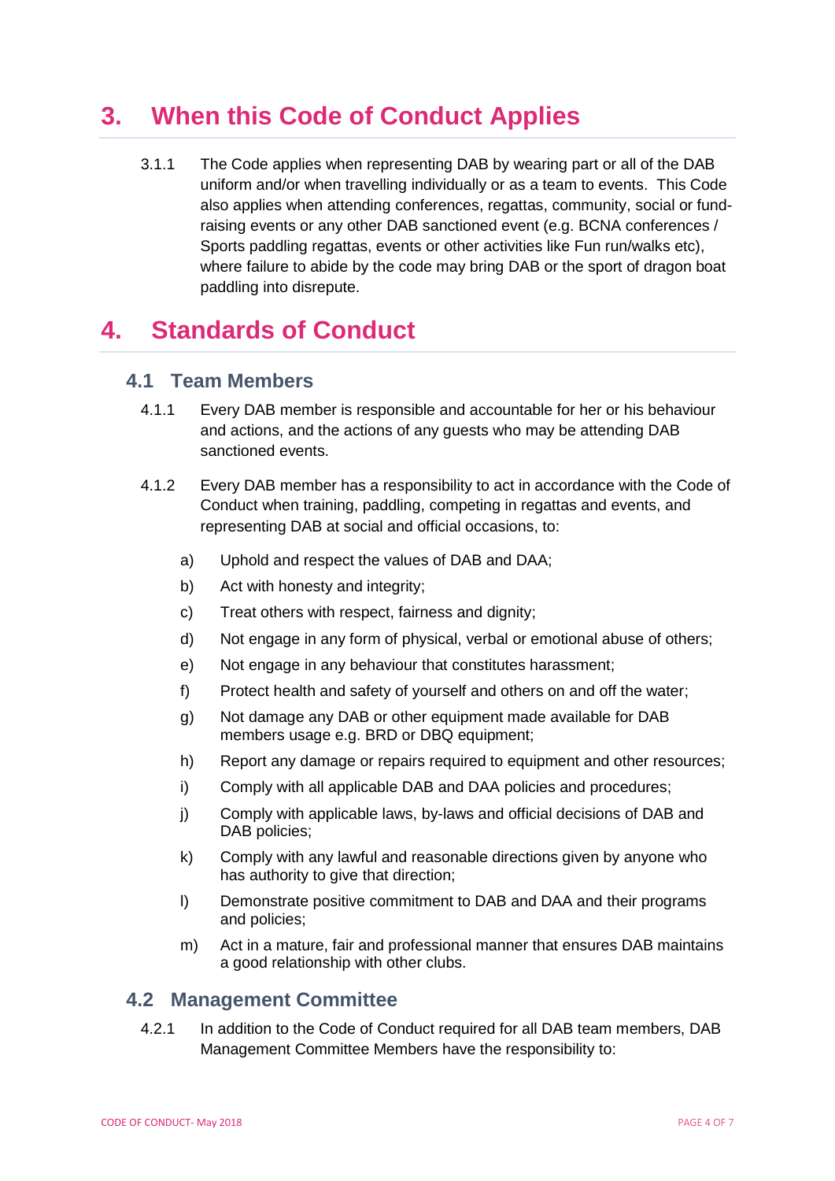# 3. When this Code of Conduct Applies

3.1.1 The Code applies when representing DAB by wearing part or all of the DAB uniform and/or when travelling individually or as a team to events. This Code also applies when attending conferences, regattas, community, social or fund-raising events or any other DAB sanctioned event (e.g. BCNA conferences / Sports paddling regattas, events or other activities like Fun run/walks etc), where failure to abide by the code may bring DAB or the sport of dragon boat paddling into disrepute.

# 4. Standards of Conduct

## 4.1 Team Members

4.1.1 Every DAB member is responsible and accountable for her or his behaviour and actions, and the actions of any guests who may be attending DAB sanctioned events.

4.1.2 Every DAB member has a responsibility to act in accordance with the Code of Conduct when training, paddling, competing in regattas and events, and representing DAB at social and official occasions, to:

a) Uphold and respect the values of DAB and DAA;

b) Act with honesty and integrity;

c) Treat others with respect, fairness and dignity;

d) Not engage in any form of physical, verbal or emotional abuse of others;

e) Not engage in any behaviour that constitutes harassment;

f) Protect health and safety of yourself and others on and off the water;

g) Not damage any DAB or other equipment made available for DAB members usage e.g. BRD or DBQ equipment;

h) Report any damage or repairs required to equipment and other resources;

i) Comply with all applicable DAB and DAA policies and procedures;

j) Comply with applicable laws, by-laws and official decisions of DAB and DAB policies;

k) Comply with any lawful and reasonable directions given by anyone who has authority to give that direction;

l) Demonstrate positive commitment to DAB and DAA and their programs and policies;

m) Act in a mature, fair and professional manner that ensures DAB maintains a good relationship with other clubs.

## 4.2 Management Committee

4.2.1 In addition to the Code of Conduct required for all DAB team members, DAB Management Committee Members have the responsibility to: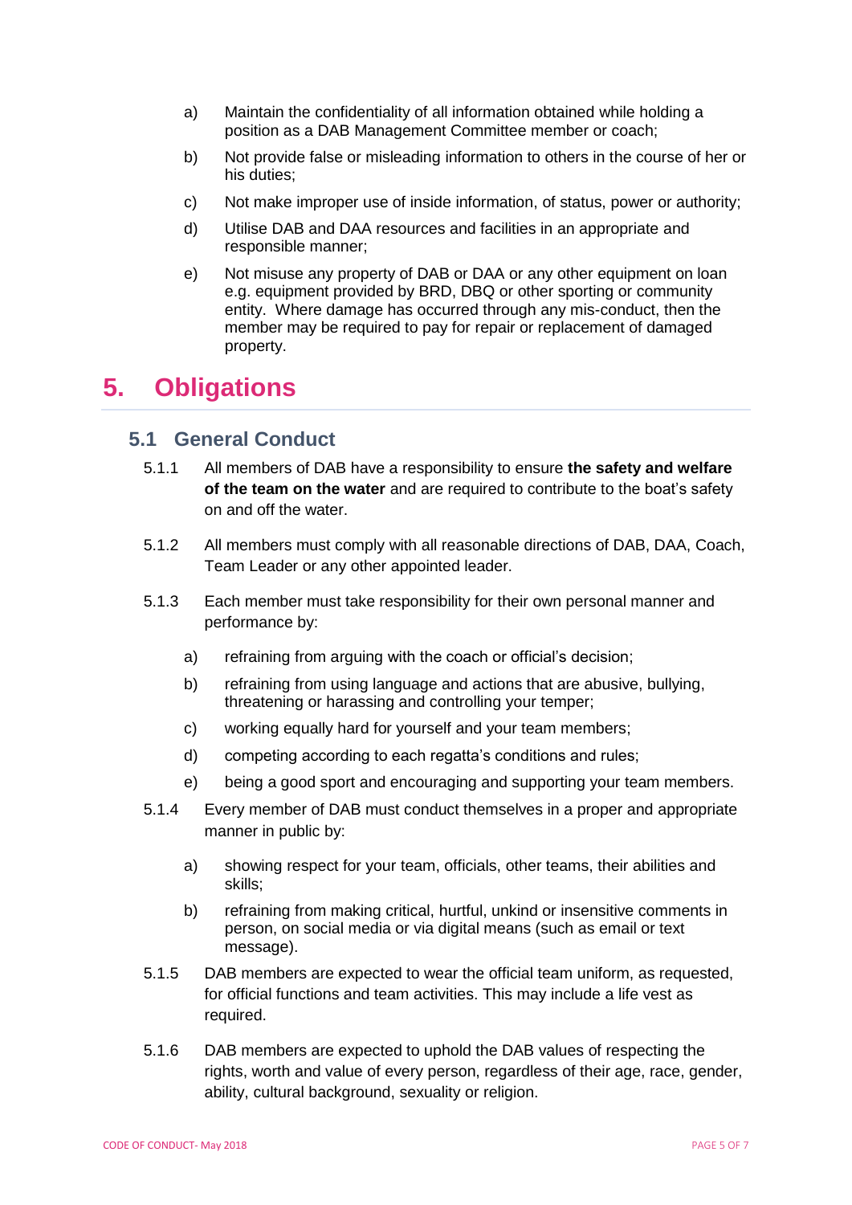a) Maintain the confidentiality of all information obtained while holding a position as a DAB Management Committee member or coach;

b) Not provide false or misleading information to others in the course of her or his duties;

c) Not make improper use of inside information, of status, power or authority;

d) Utilise DAB and DAA resources and facilities in an appropriate and responsible manner;

e) Not misuse any property of DAB or DAA or any other equipment on loan e.g. equipment provided by BRD, DBQ or other sporting or community entity. Where damage has occurred through any mis-conduct, then the member may be required to pay for repair or replacement of damaged property.

# 5. Obligations

## 5.1 General Conduct

5.1.1 All members of DAB have a responsibility to ensure **the safety and welfare of the team on the water** and are required to contribute to the boat's safety on and off the water.

5.1.2 All members must comply with all reasonable directions of DAB, DAA, Coach, Team Leader or any other appointed leader.

5.1.3 Each member must take responsibility for their own personal manner and performance by:

a) refraining from arguing with the coach or official's decision;

b) refraining from using language and actions that are abusive, bullying, threatening or harassing and controlling your temper;

c) working equally hard for yourself and your team members;

d) competing according to each regatta's conditions and rules;

e) being a good sport and encouraging and supporting your team members.

5.1.4 Every member of DAB must conduct themselves in a proper and appropriate manner in public by:

a) showing respect for your team, officials, other teams, their abilities and skills;

b) refraining from making critical, hurtful, unkind or insensitive comments in person, on social media or via digital means (such as email or text message).

5.1.5 DAB members are expected to wear the official team uniform, as requested, for official functions and team activities. This may include a life vest as required.

5.1.6 DAB members are expected to uphold the DAB values of respecting the rights, worth and value of every person, regardless of their age, race, gender, ability, cultural background, sexuality or religion.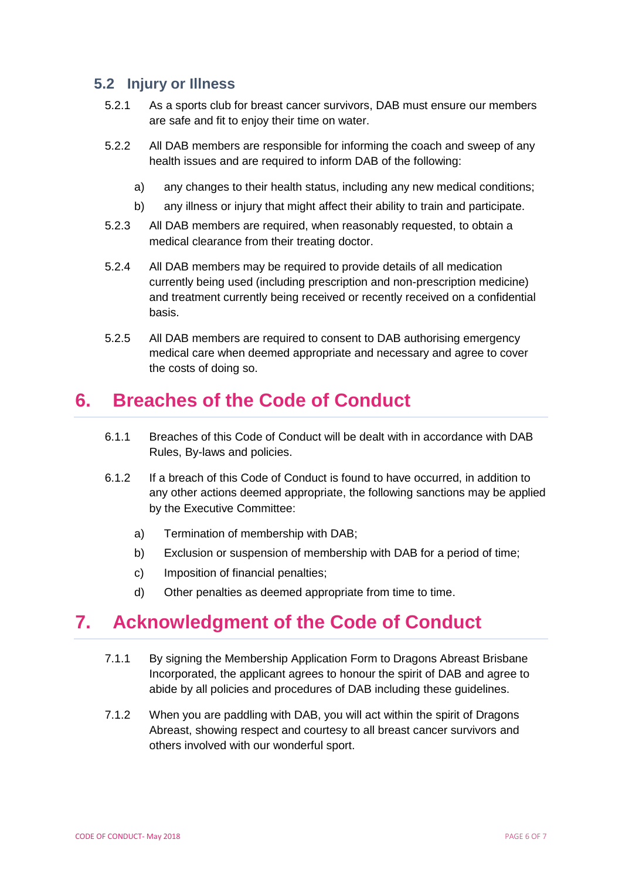### 5.2 Injury or Illness

5.2.1 As a sports club for breast cancer survivors, DAB must ensure our members are safe and fit to enjoy their time on water.

5.2.2 All DAB members are responsible for informing the coach and sweep of any health issues and are required to inform DAB of the following:

a) any changes to their health status, including any new medical conditions;

b) any illness or injury that might affect their ability to train and participate.

5.2.3 All DAB members are required, when reasonably requested, to obtain a medical clearance from their treating doctor.

5.2.4 All DAB members may be required to provide details of all medication currently being used (including prescription and non-prescription medicine) and treatment currently being received or recently received on a confidential basis.

5.2.5 All DAB members are required to consent to DAB authorising emergency medical care when deemed appropriate and necessary and agree to cover the costs of doing so.

## 6. Breaches of the Code of Conduct

6.1.1 Breaches of this Code of Conduct will be dealt with in accordance with DAB Rules, By-laws and policies.

6.1.2 If a breach of this Code of Conduct is found to have occurred, in addition to any other actions deemed appropriate, the following sanctions may be applied by the Executive Committee:

a) Termination of membership with DAB;

b) Exclusion or suspension of membership with DAB for a period of time;

c) Imposition of financial penalties;

d) Other penalties as deemed appropriate from time to time.

## 7. Acknowledgment of the Code of Conduct

7.1.1 By signing the Membership Application Form to Dragons Abreast Brisbane Incorporated, the applicant agrees to honour the spirit of DAB and agree to abide by all policies and procedures of DAB including these guidelines.

7.1.2 When you are paddling with DAB, you will act within the spirit of Dragons Abreast, showing respect and courtesy to all breast cancer survivors and others involved with our wonderful sport.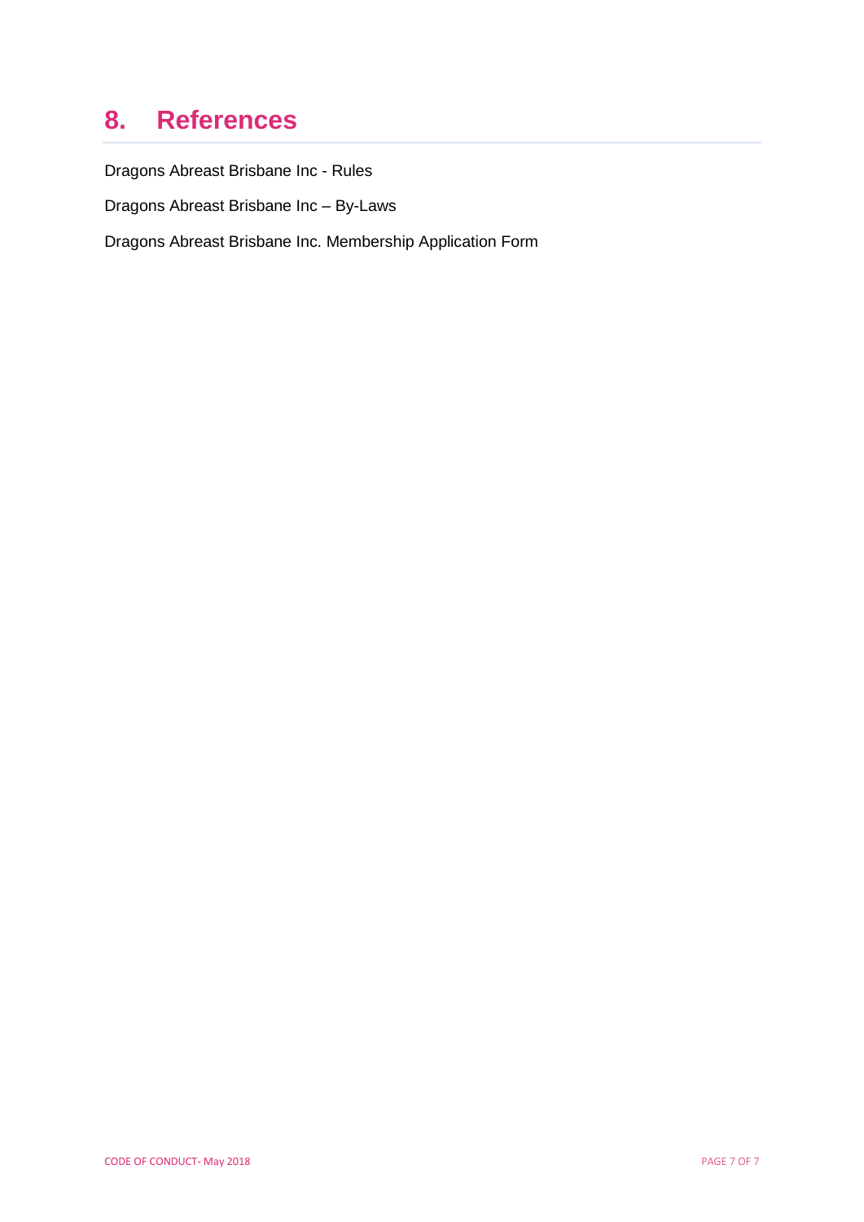## 8. References

Dragons Abreast Brisbane Inc - Rules

Dragons Abreast Brisbane Inc – By-Laws

Dragons Abreast Brisbane Inc. Membership Application Form